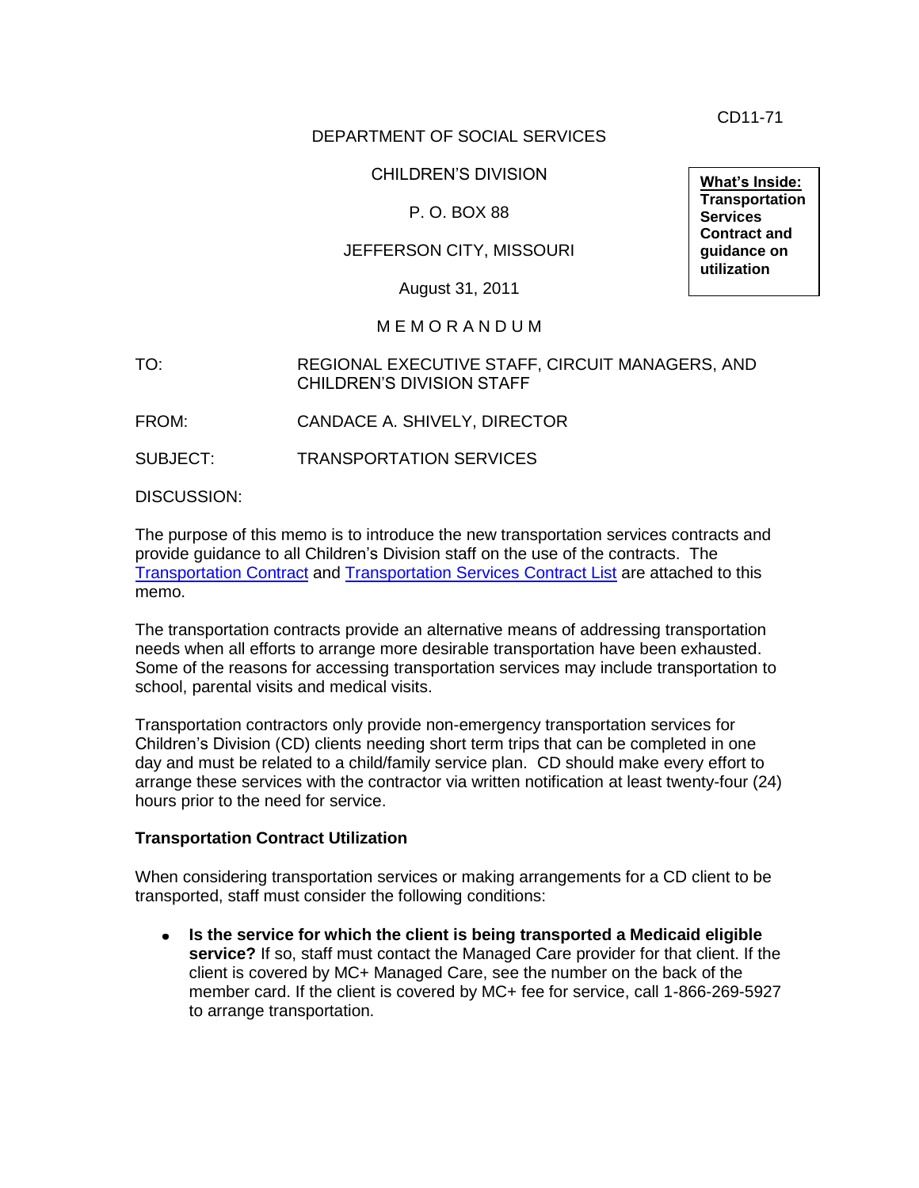CD11-71

DEPARTMENT OF SOCIAL SERVICES

CHILDREN'S DIVISION

P. O. BOX 88

JEFFERSON CITY, MISSOURI

August 31, 2011

**What's Inside:**
**Transportation Services Contract and guidance on utilization**

M E M O R A N D U M

TO: REGIONAL EXECUTIVE STAFF, CIRCUIT MANAGERS, AND CHILDREN'S DIVISION STAFF

FROM: CANDACE A. SHIVELY, DIRECTOR

SUBJECT: TRANSPORTATION SERVICES

DISCUSSION:

The purpose of this memo is to introduce the new transportation services contracts and provide guidance to all Children's Division staff on the use of the contracts. The Transportation Contract and Transportation Services Contract List are attached to this memo.

The transportation contracts provide an alternative means of addressing transportation needs when all efforts to arrange more desirable transportation have been exhausted. Some of the reasons for accessing transportation services may include transportation to school, parental visits and medical visits.

Transportation contractors only provide non-emergency transportation services for Children's Division (CD) clients needing short term trips that can be completed in one day and must be related to a child/family service plan. CD should make every effort to arrange these services with the contractor via written notification at least twenty-four (24) hours prior to the need for service.

**Transportation Contract Utilization**

When considering transportation services or making arrangements for a CD client to be transported, staff must consider the following conditions:

- **Is the service for which the client is being transported a Medicaid eligible service?** If so, staff must contact the Managed Care provider for that client. If the client is covered by MC+ Managed Care, see the number on the back of the member card. If the client is covered by MC+ fee for service, call 1-866-269-5927 to arrange transportation.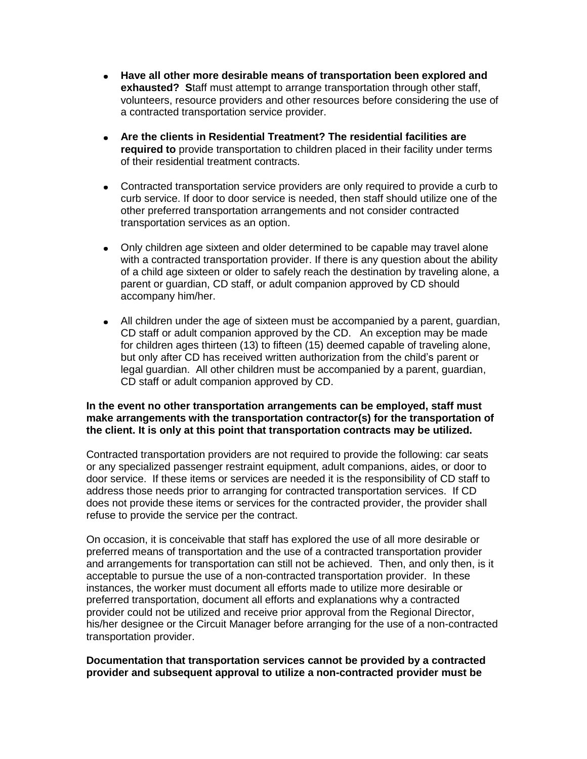- **Have all other more desirable means of transportation been explored and exhausted? S**taff must attempt to arrange transportation through other staff, volunteers, resource providers and other resources before considering the use of a contracted transportation service provider.

- **Are the clients in Residential Treatment? The residential facilities are required to** provide transportation to children placed in their facility under terms of their residential treatment contracts.

- Contracted transportation service providers are only required to provide a curb to curb service. If door to door service is needed, then staff should utilize one of the other preferred transportation arrangements and not consider contracted transportation services as an option.

- Only children age sixteen and older determined to be capable may travel alone with a contracted transportation provider. If there is any question about the ability of a child age sixteen or older to safely reach the destination by traveling alone, a parent or guardian, CD staff, or adult companion approved by CD should accompany him/her.

- All children under the age of sixteen must be accompanied by a parent, guardian, CD staff or adult companion approved by the CD. An exception may be made for children ages thirteen (13) to fifteen (15) deemed capable of traveling alone, but only after CD has received written authorization from the child's parent or legal guardian. All other children must be accompanied by a parent, guardian, CD staff or adult companion approved by CD.

**In the event no other transportation arrangements can be employed, staff must make arrangements with the transportation contractor(s) for the transportation of the client. It is only at this point that transportation contracts may be utilized.**

Contracted transportation providers are not required to provide the following: car seats or any specialized passenger restraint equipment, adult companions, aides, or door to door service. If these items or services are needed it is the responsibility of CD staff to address those needs prior to arranging for contracted transportation services. If CD does not provide these items or services for the contracted provider, the provider shall refuse to provide the service per the contract.

On occasion, it is conceivable that staff has explored the use of all more desirable or preferred means of transportation and the use of a contracted transportation provider and arrangements for transportation can still not be achieved. Then, and only then, is it acceptable to pursue the use of a non-contracted transportation provider. In these instances, the worker must document all efforts made to utilize more desirable or preferred transportation, document all efforts and explanations why a contracted provider could not be utilized and receive prior approval from the Regional Director, his/her designee or the Circuit Manager before arranging for the use of a non-contracted transportation provider.

**Documentation that transportation services cannot be provided by a contracted provider and subsequent approval to utilize a non-contracted provider must be**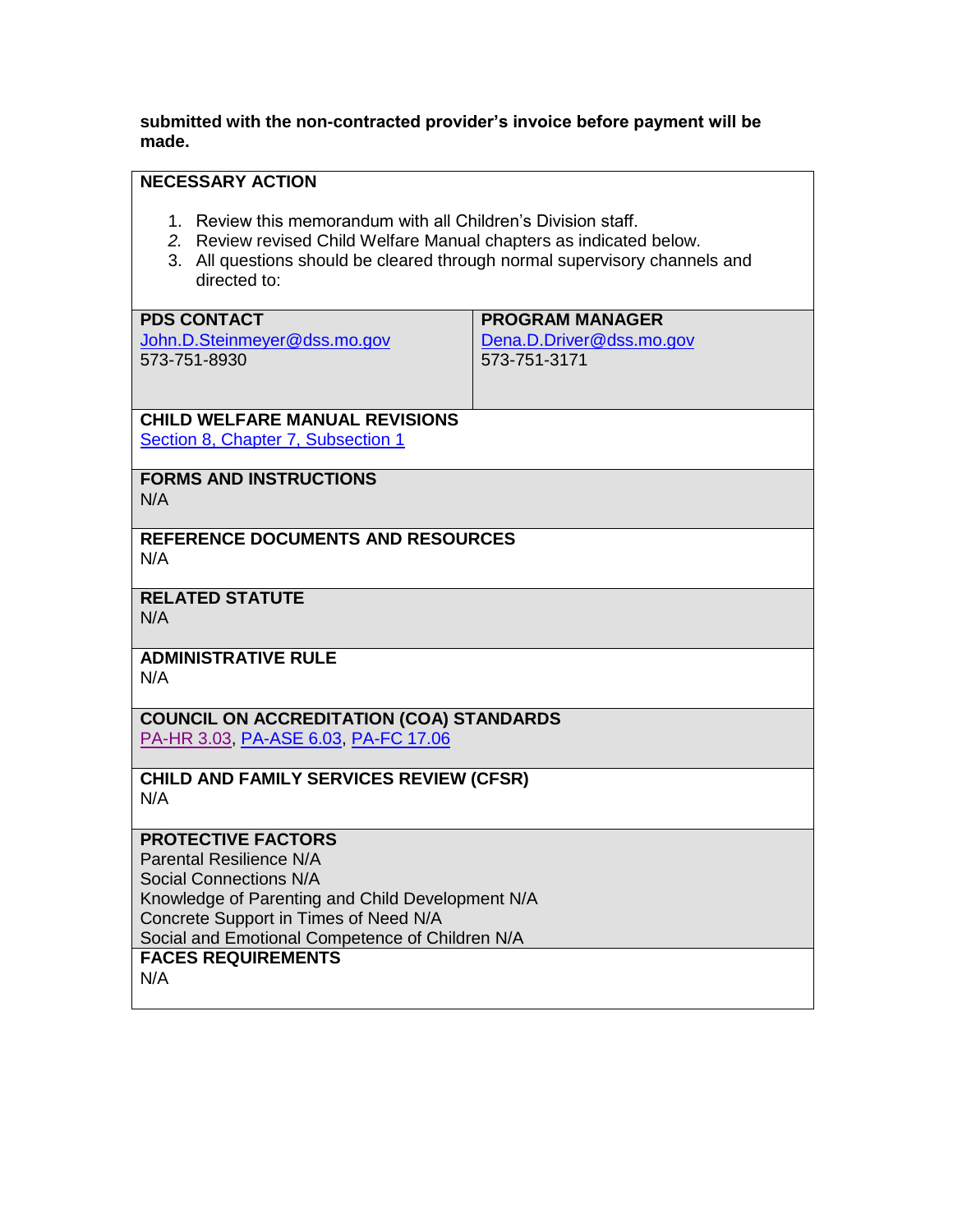**submitted with the non-contracted provider's invoice before payment will be made.**

**NECESSARY ACTION**

1. Review this memorandum with all Children's Division staff.
2. Review revised Child Welfare Manual chapters as indicated below.
3. All questions should be cleared through normal supervisory channels and directed to:

| PDS CONTACT | PROGRAM MANAGER |
| --- | --- |
| John.D.Steinmeyer@dss.mo.gov<br>573-751-8930 | Dena.D.Driver@dss.mo.gov<br>573-751-3171 |

**CHILD WELFARE MANUAL REVISIONS**
Section 8, Chapter 7, Subsection 1

**FORMS AND INSTRUCTIONS**
N/A

**REFERENCE DOCUMENTS AND RESOURCES**
N/A

**RELATED STATUTE**
N/A

**ADMINISTRATIVE RULE**
N/A

**COUNCIL ON ACCREDITATION (COA) STANDARDS**
PA-HR 3.03, PA-ASE 6.03, PA-FC 17.06

**CHILD AND FAMILY SERVICES REVIEW (CFSR)**
N/A

**PROTECTIVE FACTORS**
Parental Resilience N/A
Social Connections N/A
Knowledge of Parenting and Child Development N/A
Concrete Support in Times of Need N/A
Social and Emotional Competence of Children N/A

**FACES REQUIREMENTS**
N/A